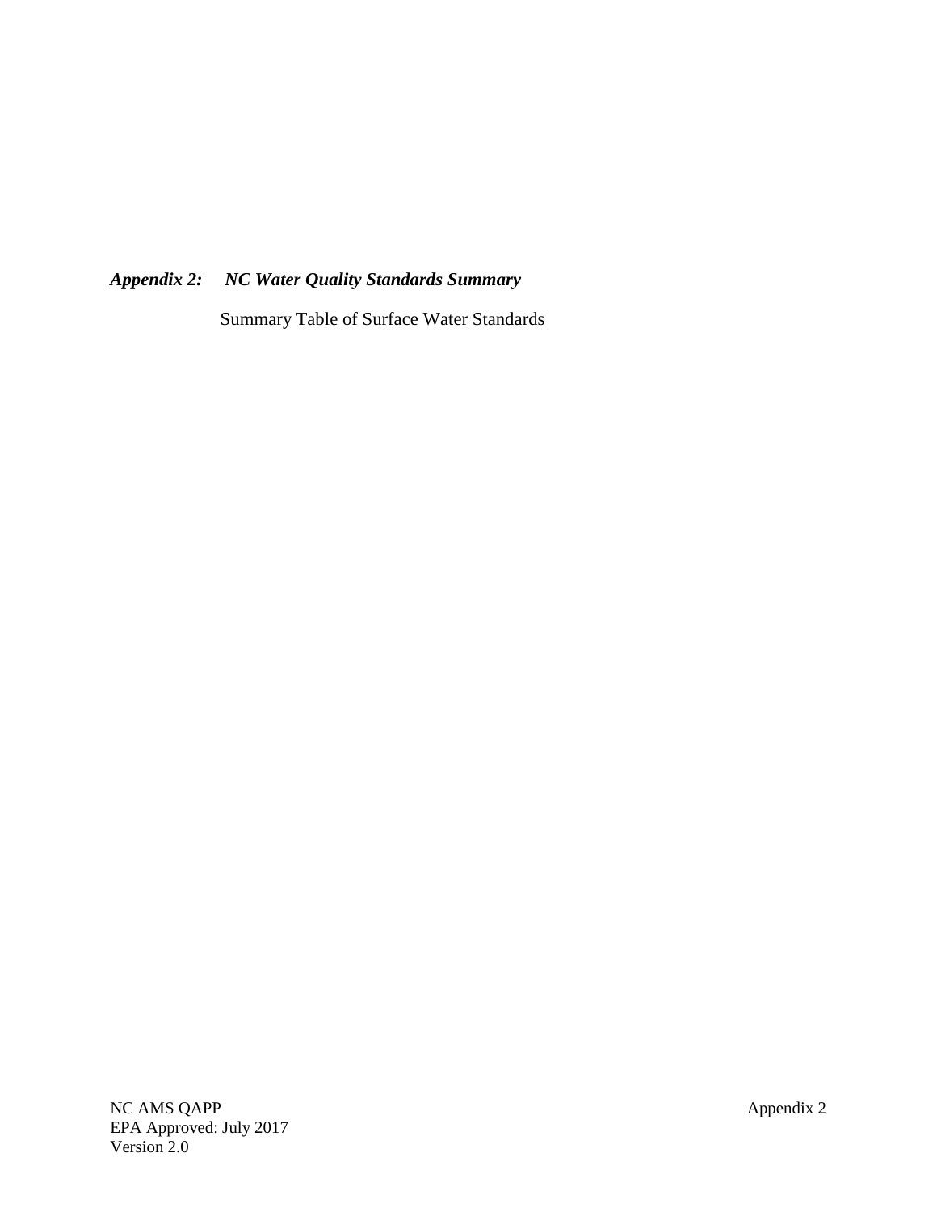***Appendix 2: NC Water Quality Standards Summary***

Summary Table of Surface Water Standards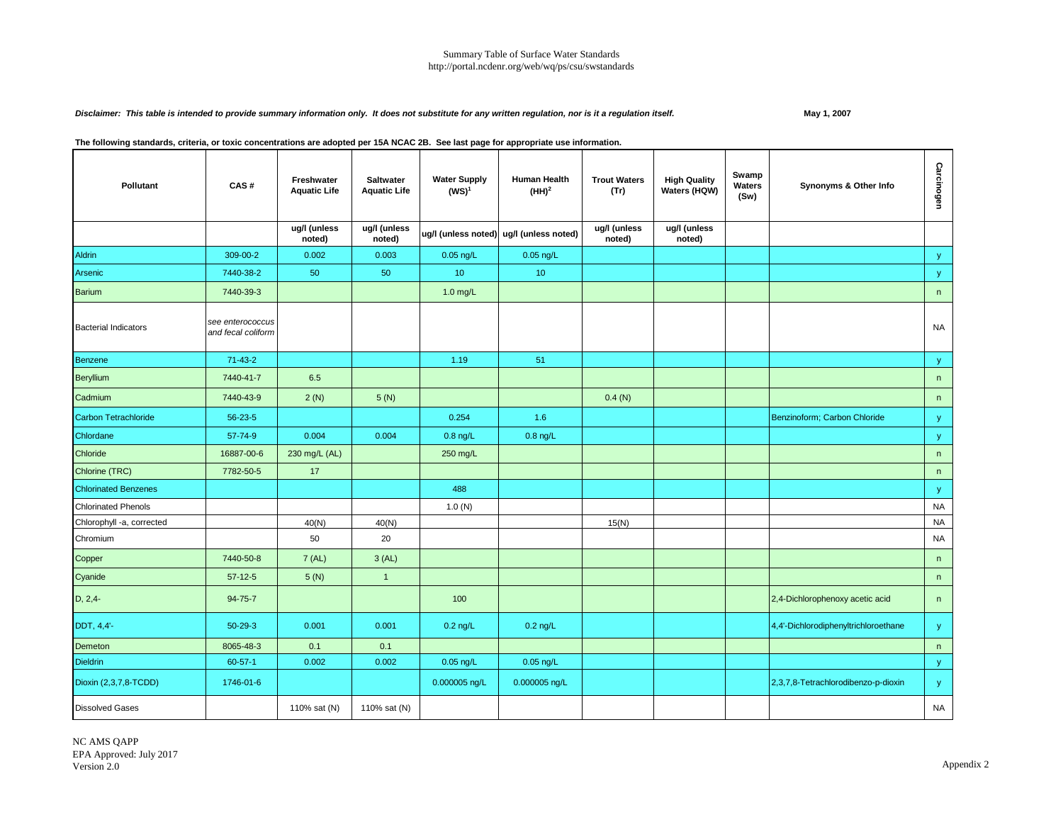Summary Table of Surface Water Standards
http://portal.ncdenr.org/web/wq/ps/csu/swstandards

*Disclaimer: This table is intended to provide summary information only. It does not substitute for any written regulation, nor is it a regulation itself.*

**May 1, 2007**

**The following standards, criteria, or toxic concentrations are adopted per 15A NCAC 2B. See last page for appropriate use information.**

| Pollutant | CAS # | Freshwater Aquatic Life | Saltwater Aquatic Life | Water Supply (WS)[1] | Human Health (HH)[2] | Trout Waters (Tr) | High Quality Waters (HQW) | Swamp Waters (Sw) | Synonyms & Other Info | Carcinogen |
|---|---|---|---|---|---|---|---|---|---|---|
| | | ug/l (unless noted) | ug/l (unless noted) | ug/l (unless noted) | ug/l (unless noted) | ug/l (unless noted) | ug/l (unless noted) | | | |
| Aldrin | 309-00-2 | 0.002 | 0.003 | 0.05 ng/L | 0.05 ng/L | | | | | y |
| Arsenic | 7440-38-2 | 50 | 50 | 10 | 10 | | | | | y |
| Barium | 7440-39-3 | | | 1.0 mg/L | | | | | | n |
| Bacterial Indicators | *see enterococcus and fecal coliform* | | | | | | | | | NA |
| Benzene | 71-43-2 | | | 1.19 | 51 | | | | | y |
| Beryllium | 7440-41-7 | 6.5 | | | | | | | | n |
| Cadmium | 7440-43-9 | 2 (N) | 5 (N) | | | 0.4 (N) | | | | n |
| Carbon Tetrachloride | 56-23-5 | | | 0.254 | 1.6 | | | | Benzinoform; Carbon Chloride | y |
| Chlordane | 57-74-9 | 0.004 | 0.004 | 0.8 ng/L | 0.8 ng/L | | | | | y |
| Chloride | 16887-00-6 | 230 mg/L (AL) | | 250 mg/L | | | | | | n |
| Chlorine (TRC) | 7782-50-5 | 17 | | | | | | | | n |
| Chlorinated Benzenes | | | | 488 | | | | | | y |
| Chlorinated Phenols | | | | 1.0 (N) | | | | | | NA |
| Chlorophyll -a, corrected | | 40(N) | 40(N) | | | 15(N) | | | | NA |
| Chromium | | 50 | 20 | | | | | | | NA |
| Copper | 7440-50-8 | 7 (AL) | 3 (AL) | | | | | | | n |
| Cyanide | 57-12-5 | 5 (N) | 1 | | | | | | | n |
| D, 2,4- | 94-75-7 | | | 100 | | | | | 2,4-Dichlorophenoxy acetic acid | n |
| DDT, 4,4'- | 50-29-3 | 0.001 | 0.001 | 0.2 ng/L | 0.2 ng/L | | | | 4,4'-Dichlorodiphenyltrichloroethane | y |
| Demeton | 8065-48-3 | 0.1 | 0.1 | | | | | | | n |
| Dieldrin | 60-57-1 | 0.002 | 0.002 | 0.05 ng/L | 0.05 ng/L | | | | | y |
| Dioxin (2,3,7,8-TCDD) | 1746-01-6 | | | 0.000005 ng/L | 0.000005 ng/L | | | | 2,3,7,8-Tetrachlorodibenzo-p-dioxin | y |
| Dissolved Gases | | 110% sat (N) | 110% sat (N) | | | | | | | NA |

NC AMS QAPP
EPA Approved: July 2017
Version 2.0

Appendix 2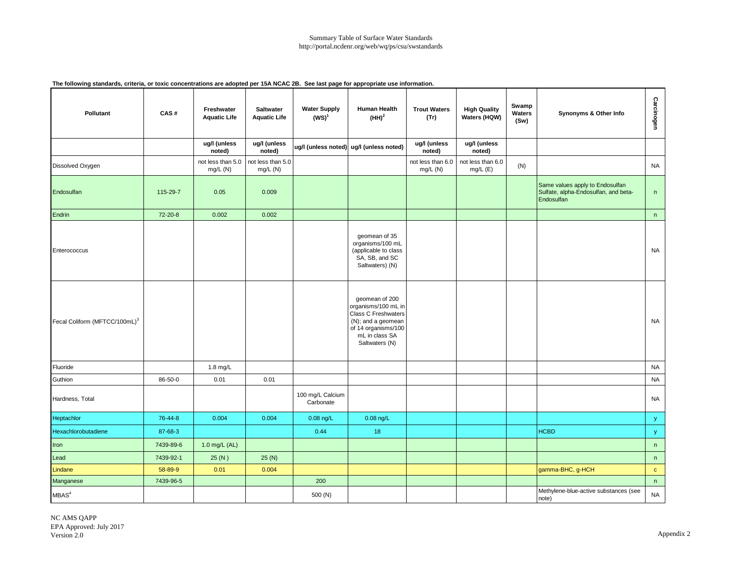Summary Table of Surface Water Standards
http://portal.ncdenr.org/web/wq/ps/csu/swstandards

**The following standards, criteria, or toxic concentrations are adopted per 15A NCAC 2B. See last page for appropriate use information.**

| Pollutant | CAS # | Freshwater Aquatic Life | Saltwater Aquatic Life | Water Supply (WS)[1] | Human Health (HH)[2] | Trout Waters (Tr) | High Quality Waters (HQW) | Swamp Waters (Sw) | Synonyms & Other Info | Carcinogen |
|---|---|---|---|---|---|---|---|---|---|---|
| | | ug/l (unless noted) | ug/l (unless noted) | ug/l (unless noted) | ug/l (unless noted) | ug/l (unless noted) | ug/l (unless noted) | | | |
| Dissolved Oxygen | | not less than 5.0 mg/L (N) | not less than 5.0 mg/L (N) | | | not less than 6.0 mg/L (N) | not less than 6.0 mg/L (E) | (N) | | NA |
| Endosulfan | 115-29-7 | 0.05 | 0.009 | | | | | | Same values apply to Endosulfan Sulfate, alpha-Endosulfan, and beta-Endosulfan | n |
| Endrin | 72-20-8 | 0.002 | 0.002 | | | | | | | n |
| Enterococcus | | | | | geomean of 35 organisms/100 mL (applicable to class SA, SB, and SC Saltwaters) (N) | | | | | NA |
| Fecal Coliform (MFTCC/100mL)[3] | | | | | geomean of 200 organisms/100 mL in Class C Freshwaters (N); and a geomean of 14 organisms/100 mL in class SA Saltwaters (N) | | | | | NA |
| Fluoride | | 1.8 mg/L | | | | | | | | NA |
| Guthion | 86-50-0 | 0.01 | 0.01 | | | | | | | NA |
| Hardness, Total | | | | 100 mg/L Calcium Carbonate | | | | | | NA |
| Heptachlor | 76-44-8 | 0.004 | 0.004 | 0.08 ng/L | 0.08 ng/L | | | | | y |
| Hexachlorobutadiene | 87-68-3 | | | 0.44 | 18 | | | | HCBD | y |
| Iron | 7439-89-6 | 1.0 mg/L (AL) | | | | | | | | n |
| Lead | 7439-92-1 | 25 (N ) | 25 (N) | | | | | | | n |
| Lindane | 58-89-9 | 0.01 | 0.004 | | | | | | gamma-BHC, g-HCH | c |
| Manganese | 7439-96-5 | | | 200 | | | | | | n |
| MBAS[4] | | | | 500 (N) | | | | | Methylene-blue-active substances (see note) | NA |

NC AMS QAPP
EPA Approved: July 2017
Version 2.0

Appendix 2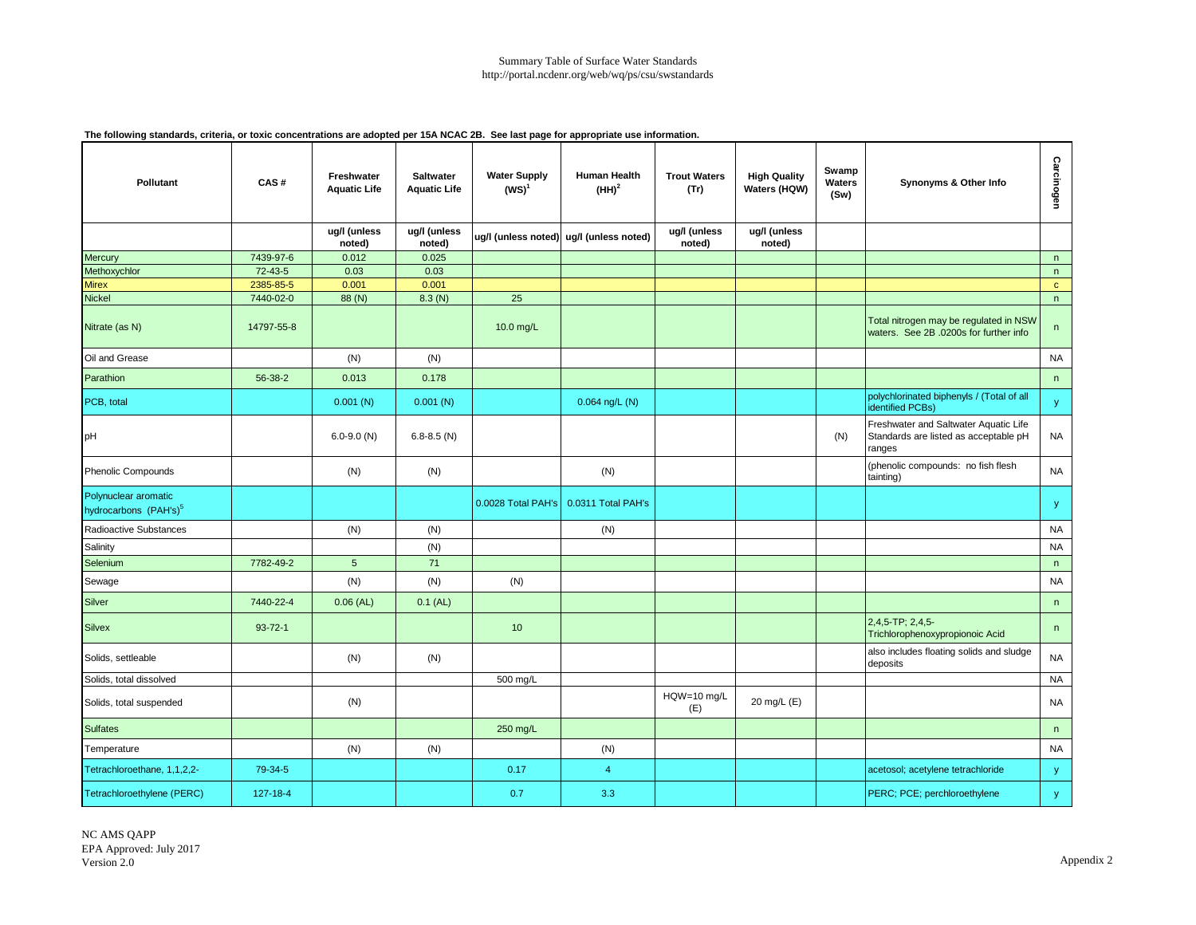Summary Table of Surface Water Standards
http://portal.ncdenr.org/web/wq/ps/csu/swstandards

**The following standards, criteria, or toxic concentrations are adopted per 15A NCAC 2B. See last page for appropriate use information.**

| Pollutant | CAS # | Freshwater Aquatic Life | Saltwater Aquatic Life | Water Supply (WS)[1] | Human Health (HH)[2] | Trout Waters (Tr) | High Quality Waters (HQW) | Swamp Waters (Sw) | Synonyms & Other Info | Carcinogen |
|---|---|---|---|---|---|---|---|---|---|---|
| | | ug/l (unless noted) | ug/l (unless noted) | ug/l (unless noted) | ug/l (unless noted) | ug/l (unless noted) | ug/l (unless noted) | | | |
| Mercury | 7439-97-6 | 0.012 | 0.025 | | | | | | | n |
| Methoxychlor | 72-43-5 | 0.03 | 0.03 | | | | | | | n |
| Mirex | 2385-85-5 | 0.001 | 0.001 | | | | | | | c |
| Nickel | 7440-02-0 | 88 (N) | 8.3 (N) | 25 | | | | | | n |
| Nitrate (as N) | 14797-55-8 | | | 10.0 mg/L | | | | | Total nitrogen may be regulated in NSW waters. See 2B .0200s for further info | n |
| Oil and Grease | | (N) | (N) | | | | | | | NA |
| Parathion | 56-38-2 | 0.013 | 0.178 | | | | | | | n |
| PCB, total | | 0.001 (N) | 0.001 (N) | | 0.064 ng/L (N) | | | | polychlorinated biphenyls / (Total of all identified PCBs) | y |
| pH | | 6.0-9.0 (N) | 6.8-8.5 (N) | | | | | (N) | Freshwater and Saltwater Aquatic Life Standards are listed as acceptable pH ranges | NA |
| Phenolic Compounds | | (N) | (N) | | (N) | | | | (phenolic compounds: no fish flesh tainting) | NA |
| Polynuclear aromatic hydrocarbons (PAH's)[5] | | | | 0.0028 Total PAH's | 0.0311 Total PAH's | | | | | y |
| Radioactive Substances | | (N) | (N) | | (N) | | | | | NA |
| Salinity | | | (N) | | | | | | | NA |
| Selenium | 7782-49-2 | 5 | 71 | | | | | | | n |
| Sewage | | (N) | (N) | (N) | | | | | | NA |
| Silver | 7440-22-4 | 0.06 (AL) | 0.1 (AL) | | | | | | | n |
| Silvex | 93-72-1 | | | 10 | | | | | 2,4,5-TP; 2,4,5-Trichlorophenoxypropionoic Acid | n |
| Solids, settleable | | (N) | (N) | | | | | | also includes floating solids and sludge deposits | NA |
| Solids, total dissolved | | | | 500 mg/L | | | | | | NA |
| Solids, total suspended | | (N) | | | | HQW=10 mg/L (E) | 20 mg/L (E) | | | NA |
| Sulfates | | | | 250 mg/L | | | | | | n |
| Temperature | | (N) | (N) | | (N) | | | | | NA |
| Tetrachloroethane, 1,1,2,2- | 79-34-5 | | | 0.17 | 4 | | | | acetosol; acetylene tetrachloride | y |
| Tetrachloroethylene (PERC) | 127-18-4 | | | 0.7 | 3.3 | | | | PERC; PCE; perchloroethylene | y |

NC AMS QAPP
EPA Approved: July 2017
Version 2.0

Appendix 2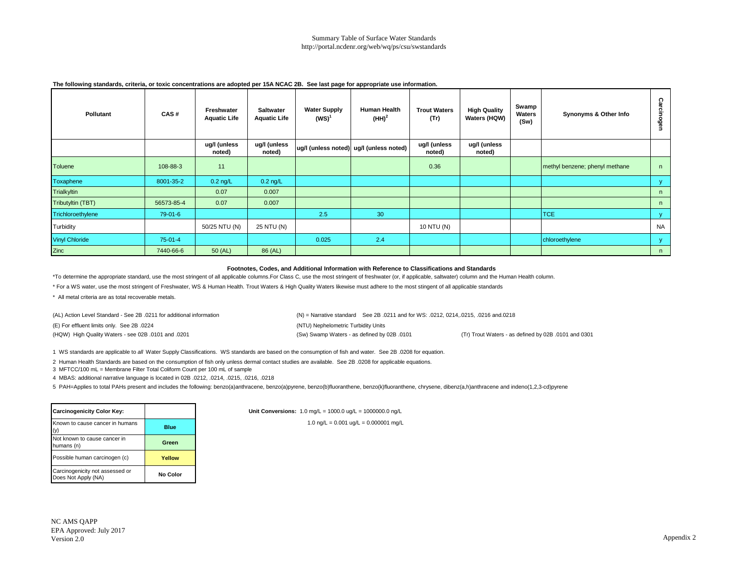Summary Table of Surface Water Standards
http://portal.ncdenr.org/web/wq/ps/csu/swstandards

**The following standards, criteria, or toxic concentrations are adopted per 15A NCAC 2B. See last page for appropriate use information.**

| Pollutant | CAS # | Freshwater Aquatic Life | Saltwater Aquatic Life | Water Supply (WS)[1] | Human Health (HH)[2] | Trout Waters (Tr) | High Quality Waters (HQW) | Swamp Waters (Sw) | Synonyms & Other Info | Carcinogen |
|---|---|---|---|---|---|---|---|---|---|---|
| | | ug/l (unless noted) | ug/l (unless noted) | ug/l (unless noted) | ug/l (unless noted) | ug/l (unless noted) | ug/l (unless noted) | | | |
| Toluene | 108-88-3 | 11 | | | | 0.36 | | | methyl benzene; phenyl methane | n |
| Toxaphene | 8001-35-2 | 0.2 ng/L | 0.2 ng/L | | | | | | | y |
| Trialkyltin | | 0.07 | 0.007 | | | | | | | n |
| Tributyltin (TBT) | 56573-85-4 | 0.07 | 0.007 | | | | | | | n |
| Trichloroethylene | 79-01-6 | | | 2.5 | 30 | | | | TCE | y |
| Turbidity | | 50/25 NTU (N) | 25 NTU (N) | | | 10 NTU (N) | | | | NA |
| Vinyl Chloride | 75-01-4 | | | 0.025 | 2.4 | | | | chloroethylene | y |
| Zinc | 7440-66-6 | 50 (AL) | 86 (AL) | | | | | | | n |

**Footnotes, Codes, and Additional Information with Reference to Classifications and Standards**

*To determine the appropriate standard, use the most stringent of all applicable columns.For Class C, use the most stringent of freshwater (or, if applicable, saltwater) column and the Human Health column.

* For a WS water, use the most stringent of Freshwater, WS & Human Health. Trout Waters & High Quality Waters likewise must adhere to the most stingent of all applicable standards

* All metal criteria are as total recoverable metals.

(AL) Action Level Standard - See 2B .0211 for additional information

(E) For effluent limits only. See 2B .0224

(HQW) High Quality Waters - see 02B .0101 and .0201

(N) = Narrative standard See 2B .0211 and for WS: .0212, 0214,.0215, .0216 and.0218

(NTU) Nephelometric Turbidity Units

(Sw) Swamp Waters - as defined by 02B .0101

(Tr) Trout Waters - as defined by 02B .0101 and 0301

1 WS standards are applicable to *all* Water Supply Classifications. WS standards are based on the consumption of fish and water. See 2B .0208 for equation.

2 Human Health Standards are based on the consumption of fish only unless dermal contact studies are available. See 2B .0208 for applicable equations.

3 MFTCC/100 mL = Membrane Filter Total Coliform Count per 100 mL of sample

4 MBAS: additional narrative language is located in 02B .0212, .0214, .0215, .0216, .0218

5 PAH=Applies to total PAHs present and includes the following: benzo(a)anthracene, benzo(a)pyrene, benzo(b)fluoranthene, benzo(k)fluoranthene, chrysene, dibenz(a,h)anthracene and indeno(1,2,3-cd)pyrene

| Carcinogenicity Color Key: | |
|---|---|
| Known to cause cancer in humans (y) | Blue |
| Not known to cause cancer in humans (n) | Green |
| Possible human carcinogen (c) | Yellow |
| Carcinogenicity not assessed or Does Not Apply (NA) | No Color |

**Unit Conversions:** 1.0 mg/L = 1000.0 ug/L = 1000000.0 ng/L

1.0 ng/L = 0.001 ug/L = 0.000001 mg/L

NC AMS QAPP
EPA Approved: July 2017
Version 2.0

Appendix 2